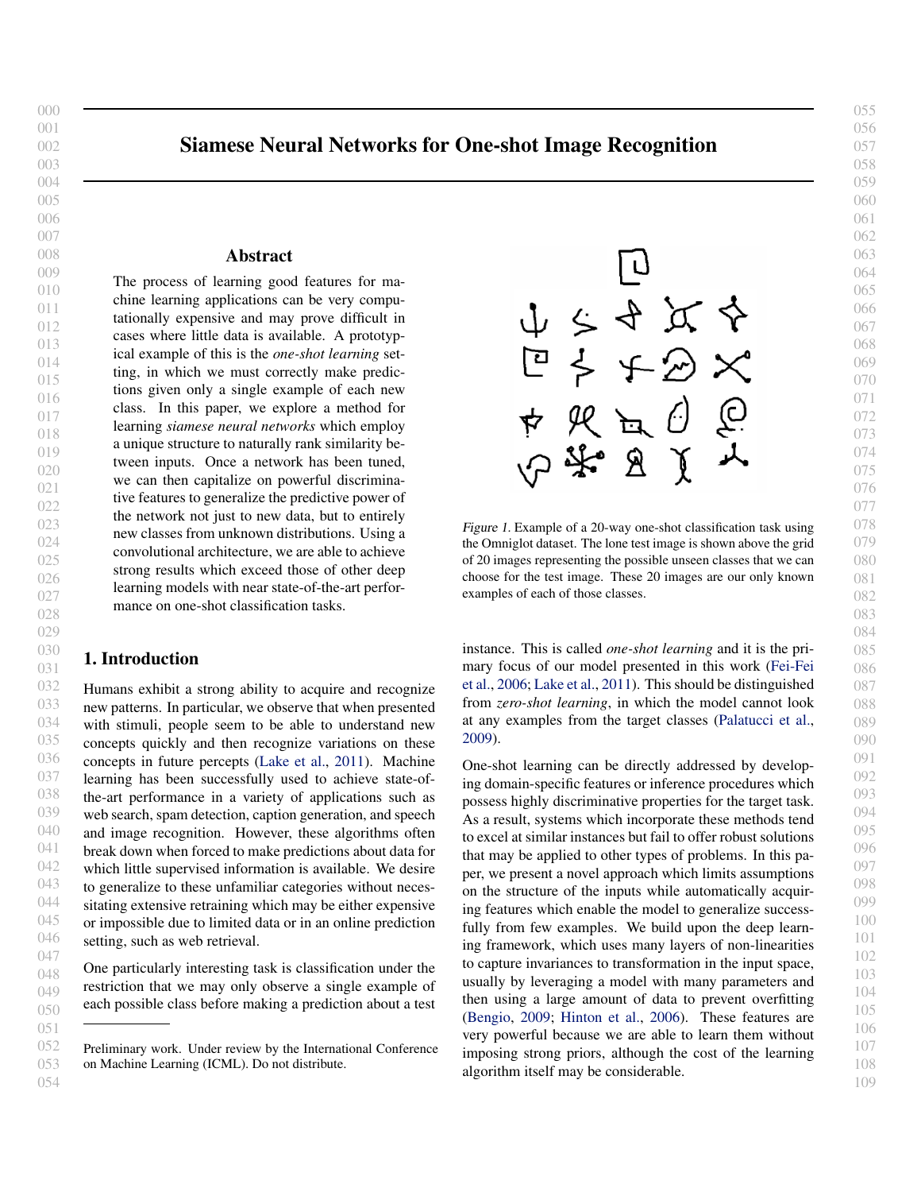# Siamese Neural Networks for One-shot Image Recognition

## Abstract

The process of learning good features for machine learning applications can be very computationally expensive and may prove difficult in cases where little data is available. A prototypical example of this is the *one-shot learning* setting, in which we must correctly make predictions given only a single example of each new class. In this paper, we explore a method for learning *siamese neural networks* which employ a unique structure to naturally rank similarity between inputs. Once a network has been tuned, we can then capitalize on powerful discriminative features to generalize the predictive power of the network not just to new data, but to entirely new classes from unknown distributions. Using a convolutional architecture, we are able to achieve strong results which exceed those of other deep learning models with near state-of-the-art performance on one-shot classification tasks.

*Figure 1.* Example of a 20-way one-shot classification task using the Omniglot dataset. The lone test image is shown above the grid of 20 images representing the possible unseen classes that we can choose for the test image. These 20 images are our only known examples of each of those classes.

## 1. Introduction

Humans exhibit a strong ability to acquire and recognize new patterns. In particular, we observe that when presented with stimuli, people seem to be able to understand new concepts quickly and then recognize variations on these concepts in future percepts (Lake et al., 2011). Machine learning has been successfully used to achieve state-of-the-art performance in a variety of applications such as web search, spam detection, caption generation, and speech and image recognition. However, these algorithms often break down when forced to make predictions about data for which little supervised information is available. We desire to generalize to these unfamiliar categories without necessitating extensive retraining which may be either expensive or impossible due to limited data or in an online prediction setting, such as web retrieval.

One particularly interesting task is classification under the restriction that we may only observe a single example of each possible class before making a prediction about a test instance. This is called *one-shot learning* and it is the primary focus of our model presented in this work (Fei-Fei et al., 2006; Lake et al., 2011). This should be distinguished from *zero-shot learning*, in which the model cannot look at any examples from the target classes (Palatucci et al., 2009).

One-shot learning can be directly addressed by developing domain-specific features or inference procedures which possess highly discriminative properties for the target task. As a result, systems which incorporate these methods tend to excel at similar instances but fail to offer robust solutions that may be applied to other types of problems. In this paper, we present a novel approach which limits assumptions on the structure of the inputs while automatically acquiring features which enable the model to generalize successfully from few examples. We build upon the deep learning framework, which uses many layers of non-linearities to capture invariances to transformation in the input space, usually by leveraging a model with many parameters and then using a large amount of data to prevent overfitting (Bengio, 2009; Hinton et al., 2006). These features are very powerful because we are able to learn them without imposing strong priors, although the cost of the learning algorithm itself may be considerable.

---

Preliminary work. Under review by the International Conference on Machine Learning (ICML). Do not distribute.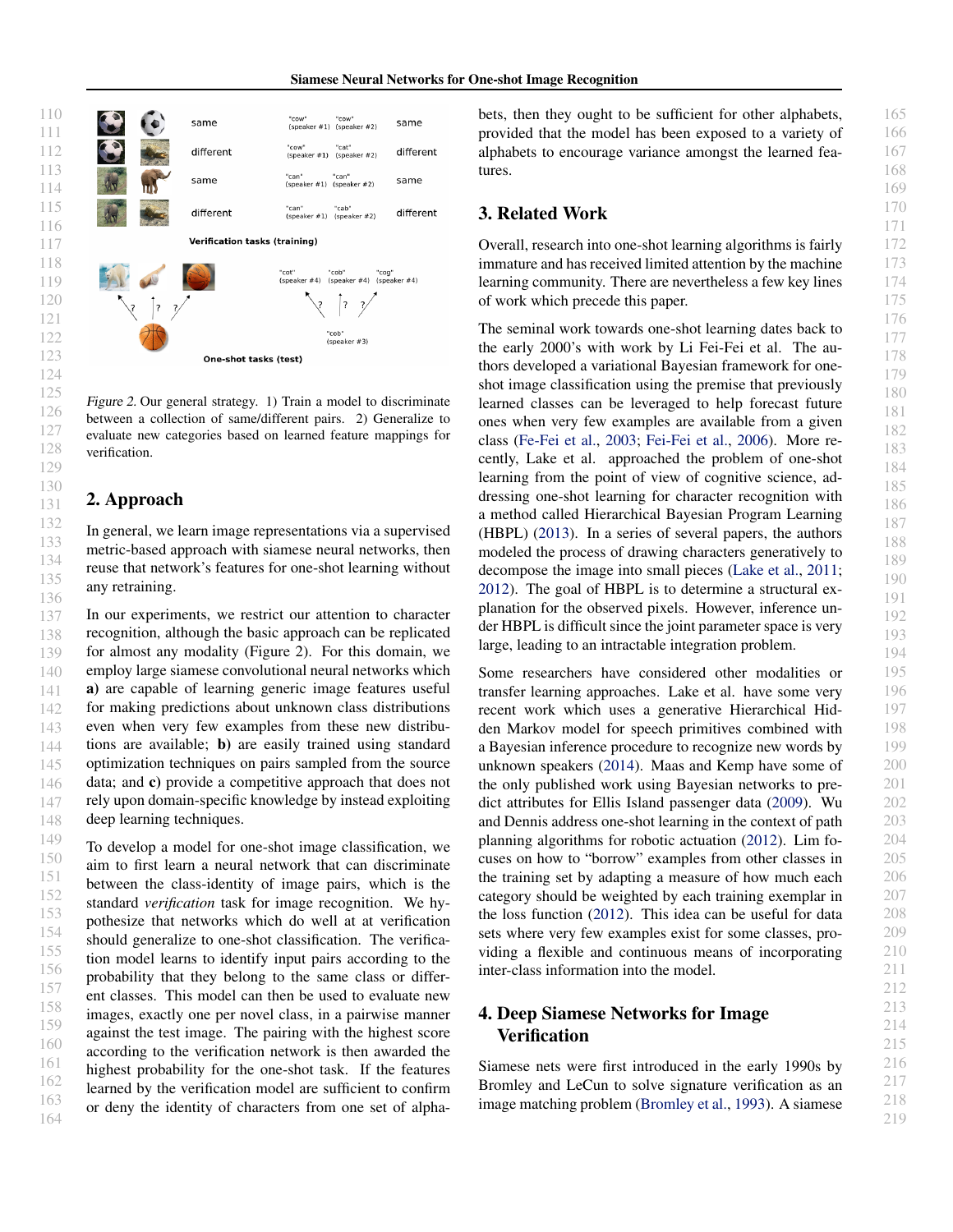Figure 2. Our general strategy. 1) Train a model to discriminate between a collection of same/different pairs. 2) Generalize to evaluate new categories based on learned feature mappings for verification.

## 2. Approach

In general, we learn image representations via a supervised metric-based approach with siamese neural networks, then reuse that network's features for one-shot learning without any retraining.

In our experiments, we restrict our attention to character recognition, although the basic approach can be replicated for almost any modality (Figure 2). For this domain, we employ large siamese convolutional neural networks which **a)** are capable of learning generic image features useful for making predictions about unknown class distributions even when very few examples from these new distributions are available; **b)** are easily trained using standard optimization techniques on pairs sampled from the source data; and **c)** provide a competitive approach that does not rely upon domain-specific knowledge by instead exploiting deep learning techniques.

To develop a model for one-shot image classification, we aim to first learn a neural network that can discriminate between the class-identity of image pairs, which is the standard *verification* task for image recognition. We hypothesize that networks which do well at at verification should generalize to one-shot classification. The verification model learns to identify input pairs according to the probability that they belong to the same class or different classes. This model can then be used to evaluate new images, exactly one per novel class, in a pairwise manner against the test image. The pairing with the highest score according to the verification network is then awarded the highest probability for the one-shot task. If the features learned by the verification model are sufficient to confirm or deny the identity of characters from one set of alphabets, then they ought to be sufficient for other alphabets, provided that the model has been exposed to a variety of alphabets to encourage variance amongst the learned features.

## 3. Related Work

Overall, research into one-shot learning algorithms is fairly immature and has received limited attention by the machine learning community. There are nevertheless a few key lines of work which precede this paper.

The seminal work towards one-shot learning dates back to the early 2000's with work by Li Fei-Fei et al. The authors developed a variational Bayesian framework for one-shot image classification using the premise that previously learned classes can be leveraged to help forecast future ones when very few examples are available from a given class (Fe-Fei et al., 2003; Fei-Fei et al., 2006). More recently, Lake et al. approached the problem of one-shot learning from the point of view of cognitive science, addressing one-shot learning for character recognition with a method called Hierarchical Bayesian Program Learning (HBPL) (2013). In a series of several papers, the authors modeled the process of drawing characters generatively to decompose the image into small pieces (Lake et al., 2011; 2012). The goal of HBPL is to determine a structural explanation for the observed pixels. However, inference under HBPL is difficult since the joint parameter space is very large, leading to an intractable integration problem.

Some researchers have considered other modalities or transfer learning approaches. Lake et al. have some very recent work which uses a generative Hierarchical Hidden Markov model for speech primitives combined with a Bayesian inference procedure to recognize new words by unknown speakers (2014). Maas and Kemp have some of the only published work using Bayesian networks to predict attributes for Ellis Island passenger data (2009). Wu and Dennis address one-shot learning in the context of path planning algorithms for robotic actuation (2012). Lim focuses on how to "borrow" examples from other classes in the training set by adapting a measure of how much each category should be weighted by each training exemplar in the loss function (2012). This idea can be useful for data sets where very few examples exist for some classes, providing a flexible and continuous means of incorporating inter-class information into the model.

## 4. Deep Siamese Networks for Image Verification

Siamese nets were first introduced in the early 1990s by Bromley and LeCun to solve signature verification as an image matching problem (Bromley et al., 1993). A siamese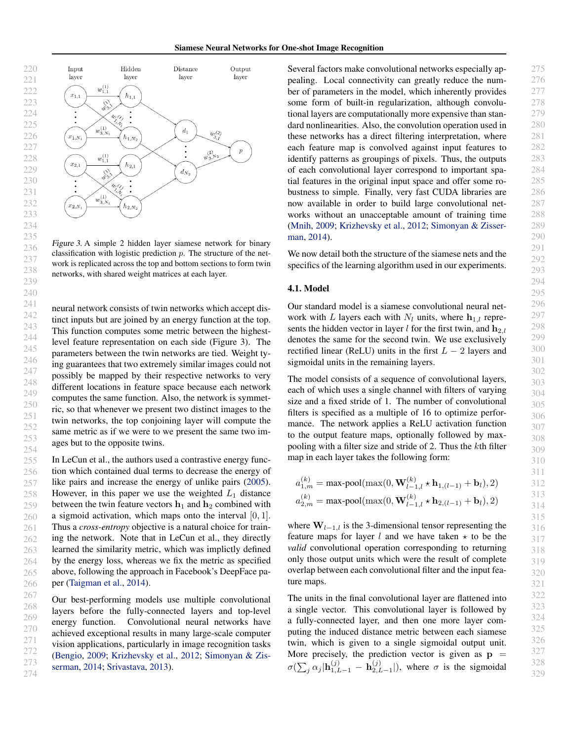Figure 3. A simple 2 hidden layer siamese network for binary classification with logistic prediction $p$. The structure of the network is replicated across the top and bottom sections to form twin networks, with shared weight matrices at each layer.

neural network consists of twin networks which accept distinct inputs but are joined by an energy function at the top. This function computes some metric between the highest-level feature representation on each side (Figure 3). The parameters between the twin networks are tied. Weight tying guarantees that two extremely similar images could not possibly be mapped by their respective networks to very different locations in feature space because each network computes the same function. Also, the network is symmetric, so that whenever we present two distinct images to the twin networks, the top conjoining layer will compute the same metric as if we were to we present the same two images but to the opposite twins.

In LeCun et al., the authors used a contrastive energy function which contained dual terms to decrease the energy of like pairs and increase the energy of unlike pairs (2005). However, in this paper we use the weighted $L_1$ distance between the twin feature vectors $\mathbf{h}_1$ and $\mathbf{h}_2$ combined with a sigmoid activation, which maps onto the interval $[0, 1]$. Thus a *cross-entropy* objective is a natural choice for training the network. Note that in LeCun et al., they directly learned the similarity metric, which was implictly defined by the energy loss, whereas we fix the metric as specified above, following the approach in Facebook's DeepFace paper (Taigman et al., 2014).

Our best-performing models use multiple convolutional layers before the fully-connected layers and top-level energy function. Convolutional neural networks have achieved exceptional results in many large-scale computer vision applications, particularly in image recognition tasks (Bengio, 2009; Krizhevsky et al., 2012; Simonyan & Zisserman, 2014; Srivastava, 2013).

Several factors make convolutional networks especially appealing. Local connectivity can greatly reduce the number of parameters in the model, which inherently provides some form of built-in regularization, although convolutional layers are computationally more expensive than standard nonlinearities. Also, the convolution operation used in these networks has a direct filtering interpretation, where each feature map is convolved against input features to identify patterns as groupings of pixels. Thus, the outputs of each convolutional layer correspond to important spatial features in the original input space and offer some robustness to simple. Finally, very fast CUDA libraries are now available in order to build large convolutional networks without an unacceptable amount of training time (Mnih, 2009; Krizhevsky et al., 2012; Simonyan & Zisserman, 2014).

We now detail both the structure of the siamese nets and the specifics of the learning algorithm used in our experiments.

### 4.1. Model

Our standard model is a siamese convolutional neural network with $L$ layers each with $N_l$ units, where $\mathbf{h}_{1,l}$ represents the hidden vector in layer $l$ for the first twin, and $\mathbf{h}_{2,l}$ denotes the same for the second twin. We use exclusively rectified linear (ReLU) units in the first $L - 2$ layers and sigmoidal units in the remaining layers.

The model consists of a sequence of convolutional layers, each of which uses a single channel with filters of varying size and a fixed stride of 1. The number of convolutional filters is specified as a multiple of 16 to optimize performance. The network applies a ReLU activation function to the output feature maps, optionally followed by max-pooling with a filter size and stride of 2. Thus the $k$th filter map in each layer takes the following form:

$$a_{1,m}^{(k)} = \text{max-pool}(\max(0, \mathbf{W}_{l-1,l}^{(k)} \star \mathbf{h}_{1,(l-1)} + \mathbf{b}_l), 2)$$

$$a_{2,m}^{(k)} = \text{max-pool}(\max(0, \mathbf{W}_{l-1,l}^{(k)} \star \mathbf{h}_{2,(l-1)} + \mathbf{b}_l), 2)$$

where $\mathbf{W}_{l-1,l}$ is the 3-dimensional tensor representing the feature maps for layer $l$ and we have taken $\star$ to be the *valid* convolutional operation corresponding to returning only those output units which were the result of complete overlap between each convolutional filter and the input feature maps.

The units in the final convolutional layer are flattened into a single vector. This convolutional layer is followed by a fully-connected layer, and then one more layer computing the induced distance metric between each siamese twin, which is given to a single sigmoidal output unit. More precisely, the prediction vector is given as $\mathbf{p} = \sigma(\sum_j \alpha_j |\mathbf{h}_{1,L-1}^{(j)} - \mathbf{h}_{2,L-1}^{(j)}|)$, where $\sigma$ is the sigmoidal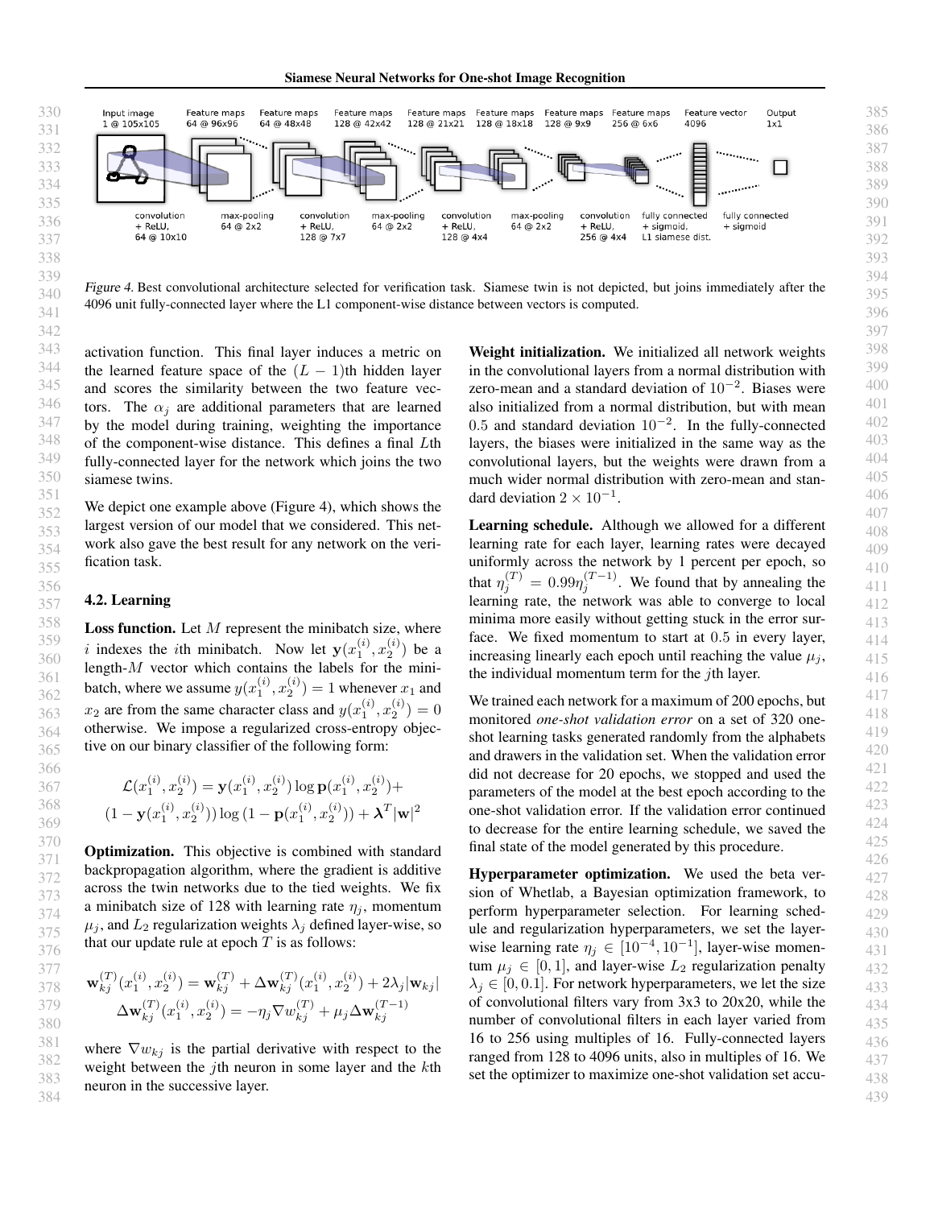Input image 1 @ 105x105 | Feature maps 64 @ 96x96 | Feature maps 64 @ 48x48 | Feature maps 128 @ 42x42 | Feature maps 128 @ 21x21 | Feature maps 128 @ 18x18 | Feature maps 128 @ 9x9 | Feature maps 256 @ 6x6 | Feature vector 4096 | Output 1x1

convolution + ReLU, 64 @ 10x10 | max-pooling 64 @ 2x2 | convolution + ReLU, 128 @ 7x7 | max-pooling 64 @ 2x2 | convolution + ReLU, 128 @ 4x4 | max-pooling 64 @ 2x2 | convolution + ReLU, 256 @ 4x4 | fully connected + sigmoid, L1 siamese dist. | fully connected + sigmoid

*Figure 4.* Best convolutional architecture selected for verification task. Siamese twin is not depicted, but joins immediately after the 4096 unit fully-connected layer where the L1 component-wise distance between vectors is computed.

activation function. This final layer induces a metric on the learned feature space of the $(L-1)$th hidden layer and scores the similarity between the two feature vectors. The $\alpha_j$ are additional parameters that are learned by the model during training, weighting the importance of the component-wise distance. This defines a final $L$th fully-connected layer for the network which joins the two siamese twins.

We depict one example above (Figure 4), which shows the largest version of our model that we considered. This network also gave the best result for any network on the verification task.

### 4.2. Learning

**Loss function.** Let $M$ represent the minibatch size, where $i$ indexes the $i$th minibatch. Now let $\mathbf{y}(x_1^{(i)}, x_2^{(i)})$ be a length-$M$ vector which contains the labels for the minibatch, where we assume $y(x_1^{(i)}, x_2^{(i)}) = 1$ whenever $x_1$ and $x_2$ are from the same character class and $y(x_1^{(i)}, x_2^{(i)}) = 0$ otherwise. We impose a regularized cross-entropy objective on our binary classifier of the following form:

$$\mathcal{L}(x_1^{(i)}, x_2^{(i)}) = \mathbf{y}(x_1^{(i)}, x_2^{(i)}) \log \mathbf{p}(x_1^{(i)}, x_2^{(i)}) + (1 - \mathbf{y}(x_1^{(i)}, x_2^{(i)})) \log (1 - \mathbf{p}(x_1^{(i)}, x_2^{(i)})) + \boldsymbol{\lambda}^T |\mathbf{w}|^2$$

**Optimization.** This objective is combined with standard backpropagation algorithm, where the gradient is additive across the twin networks due to the tied weights. We fix a minibatch size of 128 with learning rate $\eta_j$, momentum $\mu_j$, and $L_2$ regularization weights $\lambda_j$ defined layer-wise, so that our update rule at epoch $T$ is as follows:

$$\mathbf{w}_{kj}^{(T)}(x_1^{(i)}, x_2^{(i)}) = \mathbf{w}_{kj}^{(T)} + \Delta\mathbf{w}_{kj}^{(T)}(x_1^{(i)}, x_2^{(i)}) + 2\lambda_j |\mathbf{w}_{kj}|$$
$$\Delta\mathbf{w}_{kj}^{(T)}(x_1^{(i)}, x_2^{(i)}) = -\eta_j \nabla w_{kj}^{(T)} + \mu_j \Delta\mathbf{w}_{kj}^{(T-1)}$$

where $\nabla w_{kj}$ is the partial derivative with respect to the weight between the $j$th neuron in some layer and the $k$th neuron in the successive layer.

**Weight initialization.** We initialized all network weights in the convolutional layers from a normal distribution with zero-mean and a standard deviation of $10^{-2}$. Biases were also initialized from a normal distribution, but with mean 0.5 and standard deviation $10^{-2}$. In the fully-connected layers, the biases were initialized in the same way as the convolutional layers, but the weights were drawn from a much wider normal distribution with zero-mean and standard deviation $2 \times 10^{-1}$.

**Learning schedule.** Although we allowed for a different learning rate for each layer, learning rates were decayed uniformly across the network by 1 percent per epoch, so that $\eta_j^{(T)} = 0.99\eta_j^{(T-1)}$. We found that by annealing the learning rate, the network was able to converge to local minima more easily without getting stuck in the error surface. We fixed momentum to start at 0.5 in every layer, increasing linearly each epoch until reaching the value $\mu_j$, the individual momentum term for the $j$th layer.

We trained each network for a maximum of 200 epochs, but monitored *one-shot validation error* on a set of 320 one-shot learning tasks generated randomly from the alphabets and drawers in the validation set. When the validation error did not decrease for 20 epochs, we stopped and used the parameters of the model at the best epoch according to the one-shot validation error. If the validation error continued to decrease for the entire learning schedule, we saved the final state of the model generated by this procedure.

**Hyperparameter optimization.** We used the beta version of Whetlab, a Bayesian optimization framework, to perform hyperparameter selection. For learning schedule and regularization hyperparameters, we set the layer-wise learning rate $\eta_j \in [10^{-4}, 10^{-1}]$, layer-wise momentum $\mu_j \in [0, 1]$, and layer-wise $L_2$ regularization penalty $\lambda_j \in [0, 0.1]$. For network hyperparameters, we let the size of convolutional filters vary from 3x3 to 20x20, while the number of convolutional filters in each layer varied from 16 to 256 using multiples of 16. Fully-connected layers ranged from 128 to 4096 units, also in multiples of 16. We set the optimizer to maximize one-shot validation set accu-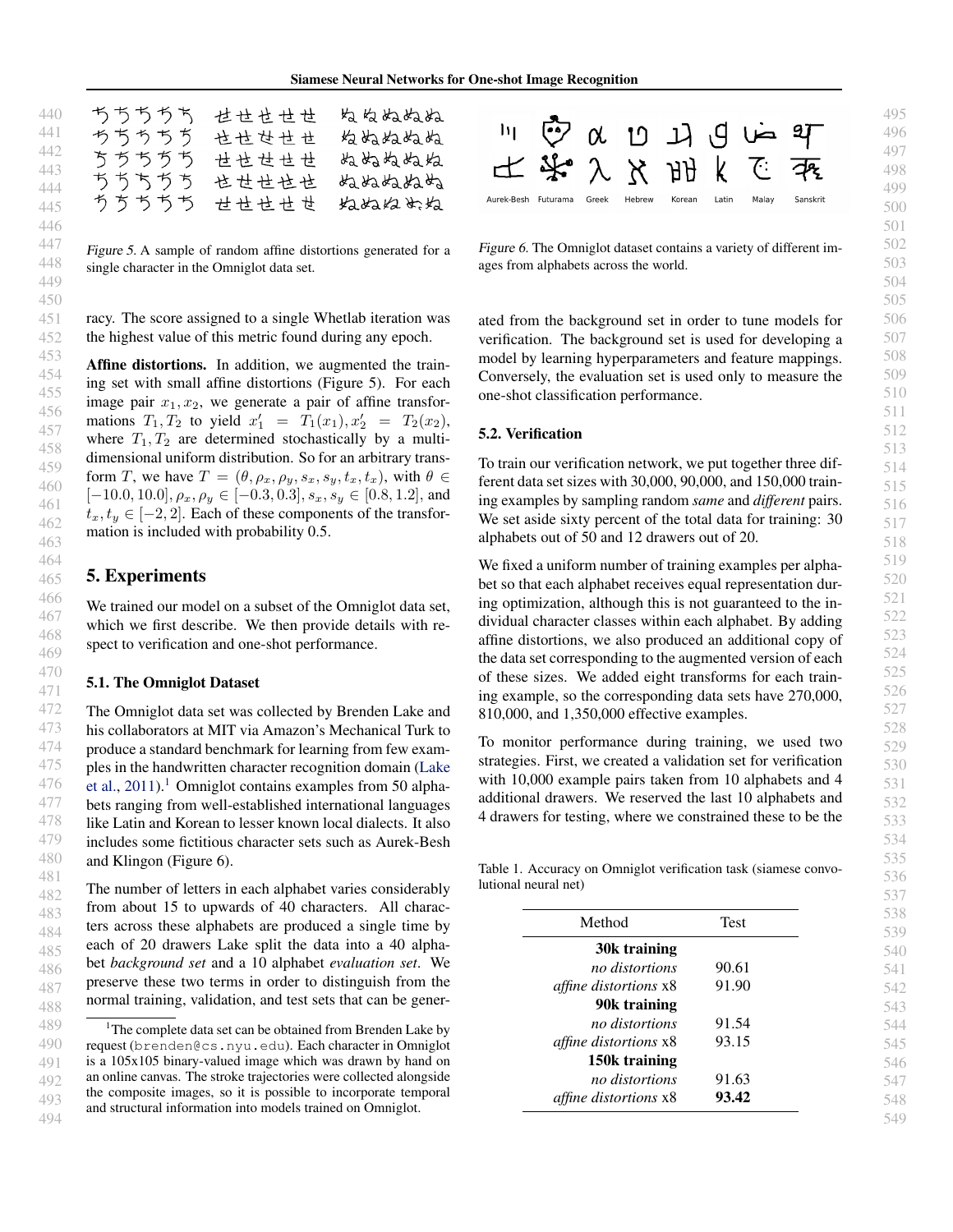Figure 5. A sample of random affine distortions generated for a single character in the Omniglot data set.

Figure 6. The Omniglot dataset contains a variety of different images from alphabets across the world.

racy. The score assigned to a single Whetlab iteration was the highest value of this metric found during any epoch.

**Affine distortions.** In addition, we augmented the training set with small affine distortions (Figure 5). For each image pair $x_1, x_2$, we generate a pair of affine transformations $T_1, T_2$ to yield $x_1' = T_1(x_1), x_2' = T_2(x_2)$, where $T_1, T_2$ are determined stochastically by a multi-dimensional uniform distribution. So for an arbitrary transform $T$, we have $T = (\theta, \rho_x, \rho_y, s_x, s_y, t_x, t_x)$, with $\theta \in [-10.0, 10.0], \rho_x, \rho_y \in [-0.3, 0.3], s_x, s_y \in [0.8, 1.2]$, and $t_x, t_y \in [-2, 2]$. Each of these components of the transformation is included with probability 0.5.

# 5. Experiments

We trained our model on a subset of the Omniglot data set, which we first describe. We then provide details with respect to verification and one-shot performance.

## 5.1. The Omniglot Dataset

The Omniglot data set was collected by Brenden Lake and his collaborators at MIT via Amazon's Mechanical Turk to produce a standard benchmark for learning from few examples in the handwritten character recognition domain (Lake et al., 2011).[1] Omniglot contains examples from 50 alphabets ranging from well-established international languages like Latin and Korean to lesser known local dialects. It also includes some fictitious character sets such as Aurek-Besh and Klingon (Figure 6).

The number of letters in each alphabet varies considerably from about 15 to upwards of 40 characters. All characters across these alphabets are produced a single time by each of 20 drawers Lake split the data into a 40 alphabet *background set* and a 10 alphabet *evaluation set*. We preserve these two terms in order to distinguish from the normal training, validation, and test sets that can be generated from the background set in order to tune models for verification. The background set is used for developing a model by learning hyperparameters and feature mappings. Conversely, the evaluation set is used only to measure the one-shot classification performance.

[1] The complete data set can be obtained from Brenden Lake by request (brenden@cs.nyu.edu). Each character in Omniglot is a 105x105 binary-valued image which was drawn by hand on an online canvas. The stroke trajectories were collected alongside the composite images, so it is possible to incorporate temporal and structural information into models trained on Omniglot.

## 5.2. Verification

To train our verification network, we put together three different data set sizes with 30,000, 90,000, and 150,000 training examples by sampling random *same* and *different* pairs. We set aside sixty percent of the total data for training: 30 alphabets out of 50 and 12 drawers out of 20.

We fixed a uniform number of training examples per alphabet so that each alphabet receives equal representation during optimization, although this is not guaranteed to the individual character classes within each alphabet. By adding affine distortions, we also produced an additional copy of the data set corresponding to the augmented version of each of these sizes. We added eight transforms for each training example, so the corresponding data sets have 270,000, 810,000, and 1,350,000 effective examples.

To monitor performance during training, we used two strategies. First, we created a validation set for verification with 10,000 example pairs taken from 10 alphabets and 4 additional drawers. We reserved the last 10 alphabets and 4 drawers for testing, where we constrained these to be the

Table 1. Accuracy on Omniglot verification task (siamese convolutional neural net)

| Method | Test |
|---|---|
| **30k training** | |
| *no distortions* | 90.61 |
| *affine distortions* x8 | 91.90 |
| **90k training** | |
| *no distortions* | 91.54 |
| *affine distortions* x8 | 93.15 |
| **150k training** | |
| *no distortions* | 91.63 |
| *affine distortions* x8 | **93.42** |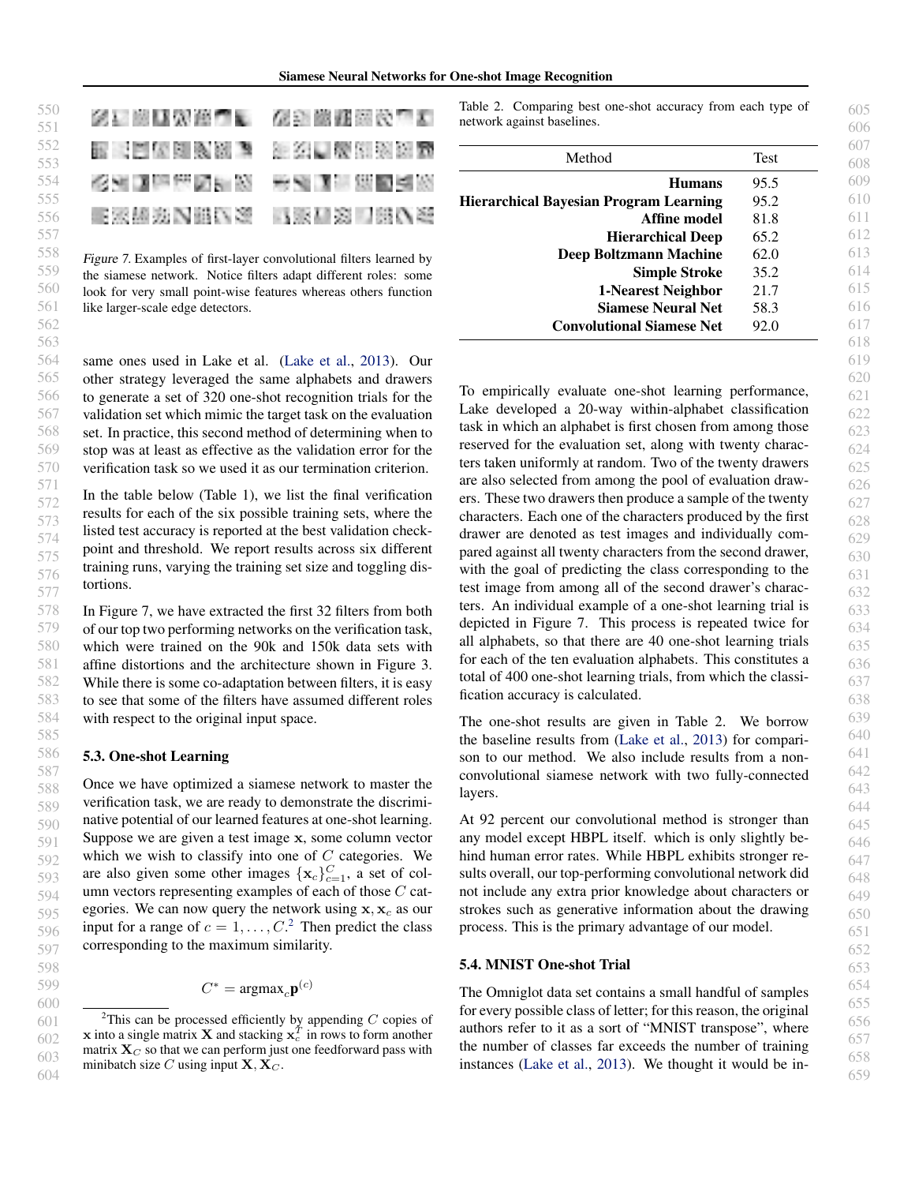*Figure 7.* Examples of first-layer convolutional filters learned by the siamese network. Notice filters adapt different roles: some look for very small point-wise features whereas others function like larger-scale edge detectors.

same ones used in Lake et al. (Lake et al., 2013). Our other strategy leveraged the same alphabets and drawers to generate a set of 320 one-shot recognition trials for the validation set which mimic the target task on the evaluation set. In practice, this second method of determining when to stop was at least as effective as the validation error for the verification task so we used it as our termination criterion.

In the table below (Table 1), we list the final verification results for each of the six possible training sets, where the listed test accuracy is reported at the best validation checkpoint and threshold. We report results across six different training runs, varying the training set size and toggling distortions.

In Figure 7, we have extracted the first 32 filters from both of our top two performing networks on the verification task, which were trained on the 90k and 150k data sets with affine distortions and the architecture shown in Figure 3. While there is some co-adaptation between filters, it is easy to see that some of the filters have assumed different roles with respect to the original input space.

### 5.3. One-shot Learning

Once we have optimized a siamese network to master the verification task, we are ready to demonstrate the discriminative potential of our learned features at one-shot learning. Suppose we are given a test image $\mathbf{x}$, some column vector which we wish to classify into one of $C$ categories. We are also given some other images $\{\mathbf{x}_c\}_{c=1}^{C}$, a set of column vectors representing examples of each of those $C$ categories. We can now query the network using $\mathbf{x}, \mathbf{x}_c$ as our input for a range of $c = 1, \ldots, C$.[2] Then predict the class corresponding to the maximum similarity.

$$C^* = \text{argmax}_c \mathbf{p}^{(c)}$$

[2] This can be processed efficiently by appending $C$ copies of $\mathbf{x}$ into a single matrix $\mathbf{X}$ and stacking $\mathbf{x}_c^T$ in rows to form another matrix $\mathbf{X}_C$ so that we can perform just one feedforward pass with minibatch size $C$ using input $\mathbf{X}, \mathbf{X}_C$.

Table 2. Comparing best one-shot accuracy from each type of network against baselines.

| Method | Test |
|---|---|
| **Humans** | 95.5 |
| **Hierarchical Bayesian Program Learning** | 95.2 |
| **Affine model** | 81.8 |
| **Hierarchical Deep** | 65.2 |
| **Deep Boltzmann Machine** | 62.0 |
| **Simple Stroke** | 35.2 |
| **1-Nearest Neighbor** | 21.7 |
| **Siamese Neural Net** | 58.3 |
| **Convolutional Siamese Net** | 92.0 |

To empirically evaluate one-shot learning performance, Lake developed a 20-way within-alphabet classification task in which an alphabet is first chosen from among those reserved for the evaluation set, along with twenty characters taken uniformly at random. Two of the twenty drawers are also selected from among the pool of evaluation drawers. These two drawers then produce a sample of the twenty characters. Each one of the characters produced by the first drawer are denoted as test images and individually compared against all twenty characters from the second drawer, with the goal of predicting the class corresponding to the test image from among all of the second drawer's characters. An individual example of a one-shot learning trial is depicted in Figure 7. This process is repeated twice for all alphabets, so that there are 40 one-shot learning trials for each of the ten evaluation alphabets. This constitutes a total of 400 one-shot learning trials, from which the classification accuracy is calculated.

The one-shot results are given in Table 2. We borrow the baseline results from (Lake et al., 2013) for comparison to our method. We also include results from a non-convolutional siamese network with two fully-connected layers.

At 92 percent our convolutional method is stronger than any model except HBPL itself. which is only slightly behind human error rates. While HBPL exhibits stronger results overall, our top-performing convolutional network did not include any extra prior knowledge about characters or strokes such as generative information about the drawing process. This is the primary advantage of our model.

### 5.4. MNIST One-shot Trial

The Omniglot data set contains a small handful of samples for every possible class of letter; for this reason, the original authors refer to it as a sort of "MNIST transpose", where the number of classes far exceeds the number of training instances (Lake et al., 2013). We thought it would be in-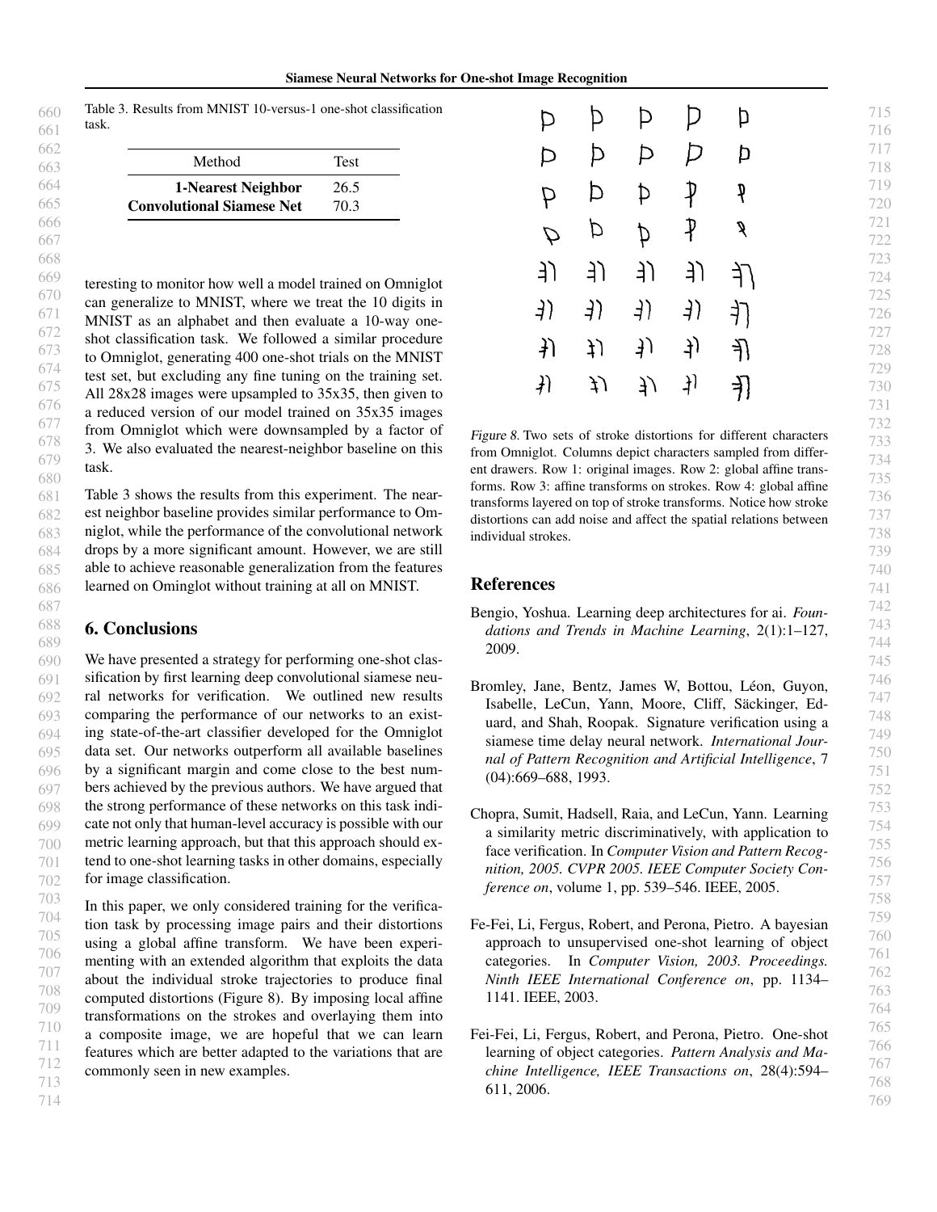Table 3. Results from MNIST 10-versus-1 one-shot classification task.

| Method | Test |
|---|---|
| **1-Nearest Neighbor** | 26.5 |
| **Convolutional Siamese Net** | 70.3 |

teresting to monitor how well a model trained on Omniglot can generalize to MNIST, where we treat the 10 digits in MNIST as an alphabet and then evaluate a 10-way one-shot classification task. We followed a similar procedure to Omniglot, generating 400 one-shot trials on the MNIST test set, but excluding any fine tuning on the training set. All 28x28 images were upsampled to 35x35, then given to a reduced version of our model trained on 35x35 images from Omniglot which were downsampled by a factor of 3. We also evaluated the nearest-neighbor baseline on this task.

Table 3 shows the results from this experiment. The nearest neighbor baseline provides similar performance to Omniglot, while the performance of the convolutional network drops by a more significant amount. However, we are still able to achieve reasonable generalization from the features learned on Ominglot without training at all on MNIST.

## 6. Conclusions

We have presented a strategy for performing one-shot classification by first learning deep convolutional siamese neural networks for verification. We outlined new results comparing the performance of our networks to an existing state-of-the-art classifier developed for the Omniglot data set. Our networks outperform all available baselines by a significant margin and come close to the best numbers achieved by the previous authors. We have argued that the strong performance of these networks on this task indicate not only that human-level accuracy is possible with our metric learning approach, but that this approach should extend to one-shot learning tasks in other domains, especially for image classification.

In this paper, we only considered training for the verification task by processing image pairs and their distortions using a global affine transform. We have been experimenting with an extended algorithm that exploits the data about the individual stroke trajectories to produce final computed distortions (Figure 8). By imposing local affine transformations on the strokes and overlaying them into a composite image, we are hopeful that we can learn features which are better adapted to the variations that are commonly seen in new examples.

*Figure 8.* Two sets of stroke distortions for different characters from Omniglot. Columns depict characters sampled from different drawers. Row 1: original images. Row 2: global affine transforms. Row 3: affine transforms on strokes. Row 4: global affine transforms layered on top of stroke transforms. Notice how stroke distortions can add noise and affect the spatial relations between individual strokes.

## References

Bengio, Yoshua. Learning deep architectures for ai. *Foundations and Trends in Machine Learning*, 2(1):1–127, 2009.

Bromley, Jane, Bentz, James W, Bottou, Léon, Guyon, Isabelle, LeCun, Yann, Moore, Cliff, Säckinger, Eduard, and Shah, Roopak. Signature verification using a siamese time delay neural network. *International Journal of Pattern Recognition and Artificial Intelligence*, 7 (04):669–688, 1993.

Chopra, Sumit, Hadsell, Raia, and LeCun, Yann. Learning a similarity metric discriminatively, with application to face verification. In *Computer Vision and Pattern Recognition, 2005. CVPR 2005. IEEE Computer Society Conference on*, volume 1, pp. 539–546. IEEE, 2005.

Fe-Fei, Li, Fergus, Robert, and Perona, Pietro. A bayesian approach to unsupervised one-shot learning of object categories. In *Computer Vision, 2003. Proceedings. Ninth IEEE International Conference on*, pp. 1134–1141. IEEE, 2003.

Fei-Fei, Li, Fergus, Robert, and Perona, Pietro. One-shot learning of object categories. *Pattern Analysis and Machine Intelligence, IEEE Transactions on*, 28(4):594–611, 2006.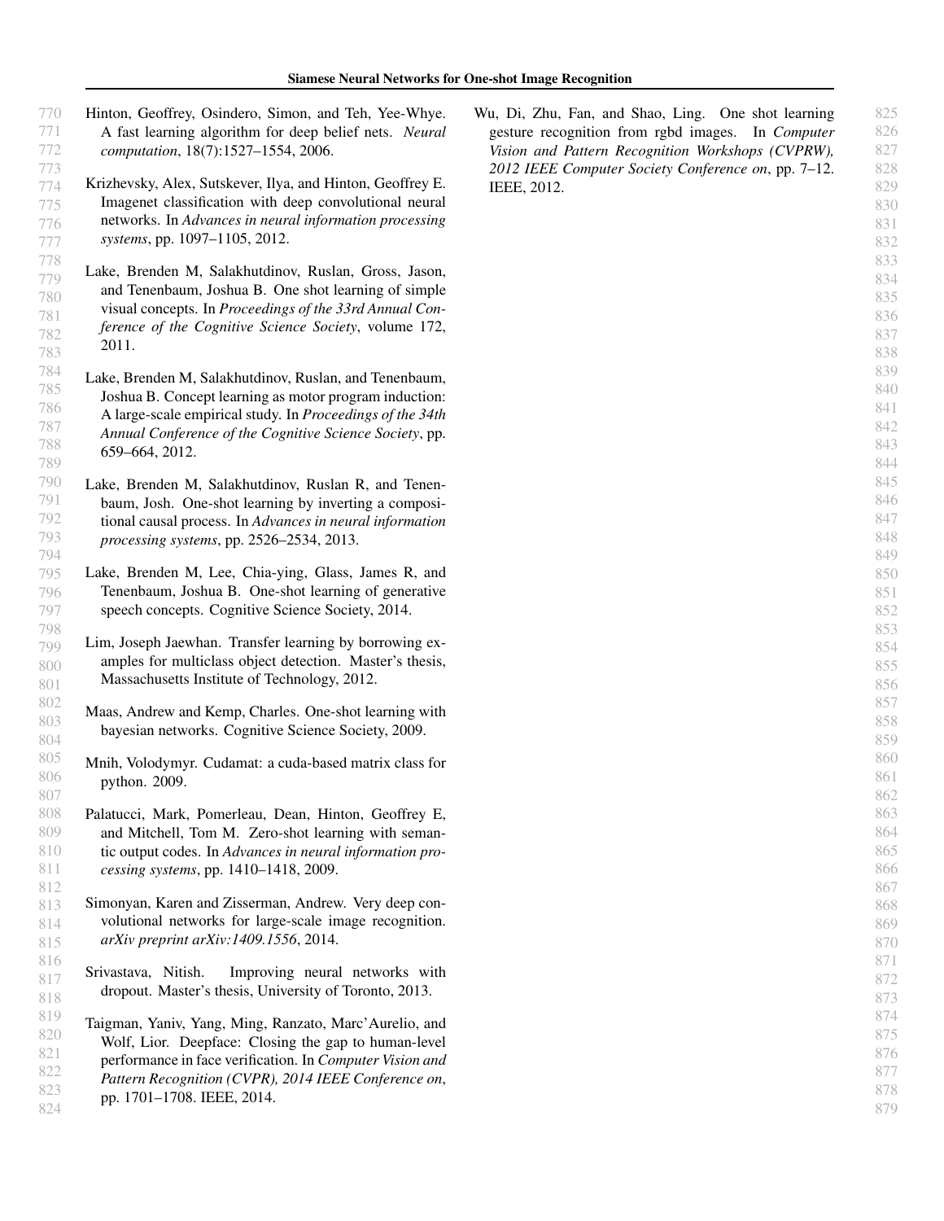Hinton, Geoffrey, Osindero, Simon, and Teh, Yee-Whye. A fast learning algorithm for deep belief nets. *Neural computation*, 18(7):1527–1554, 2006.

Krizhevsky, Alex, Sutskever, Ilya, and Hinton, Geoffrey E. Imagenet classification with deep convolutional neural networks. In *Advances in neural information processing systems*, pp. 1097–1105, 2012.

Lake, Brenden M, Salakhutdinov, Ruslan, Gross, Jason, and Tenenbaum, Joshua B. One shot learning of simple visual concepts. In *Proceedings of the 33rd Annual Conference of the Cognitive Science Society*, volume 172, 2011.

Lake, Brenden M, Salakhutdinov, Ruslan, and Tenenbaum, Joshua B. Concept learning as motor program induction: A large-scale empirical study. In *Proceedings of the 34th Annual Conference of the Cognitive Science Society*, pp. 659–664, 2012.

Lake, Brenden M, Salakhutdinov, Ruslan R, and Tenenbaum, Josh. One-shot learning by inverting a compositional causal process. In *Advances in neural information processing systems*, pp. 2526–2534, 2013.

Lake, Brenden M, Lee, Chia-ying, Glass, James R, and Tenenbaum, Joshua B. One-shot learning of generative speech concepts. Cognitive Science Society, 2014.

Lim, Joseph Jaewhan. Transfer learning by borrowing examples for multiclass object detection. Master's thesis, Massachusetts Institute of Technology, 2012.

Maas, Andrew and Kemp, Charles. One-shot learning with bayesian networks. Cognitive Science Society, 2009.

Mnih, Volodymyr. Cudamat: a cuda-based matrix class for python. 2009.

Palatucci, Mark, Pomerleau, Dean, Hinton, Geoffrey E, and Mitchell, Tom M. Zero-shot learning with semantic output codes. In *Advances in neural information processing systems*, pp. 1410–1418, 2009.

Simonyan, Karen and Zisserman, Andrew. Very deep convolutional networks for large-scale image recognition. *arXiv preprint arXiv:1409.1556*, 2014.

Srivastava, Nitish. Improving neural networks with dropout. Master's thesis, University of Toronto, 2013.

Taigman, Yaniv, Yang, Ming, Ranzato, Marc'Aurelio, and Wolf, Lior. Deepface: Closing the gap to human-level performance in face verification. In *Computer Vision and Pattern Recognition (CVPR), 2014 IEEE Conference on*, pp. 1701–1708. IEEE, 2014.

Wu, Di, Zhu, Fan, and Shao, Ling. One shot learning gesture recognition from rgbd images. In *Computer Vision and Pattern Recognition Workshops (CVPRW), 2012 IEEE Computer Society Conference on*, pp. 7–12. IEEE, 2012.